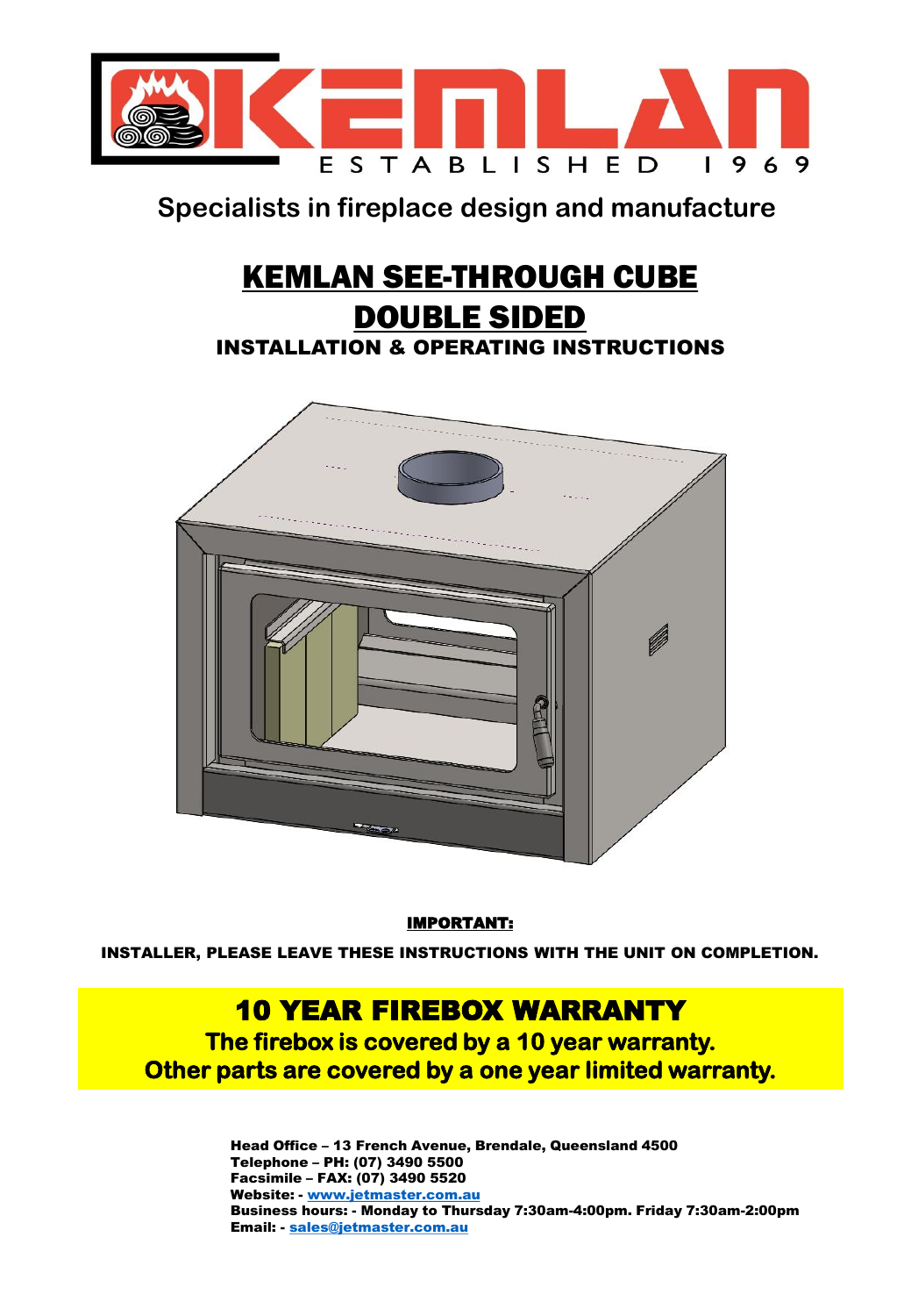KEMLAN

ESTABLISHED 1969

**Specialists in fireplace design and manufacture**

# KEMLAN SEE-THROUGH CUBE DOUBLE SIDED

## INSTALLATION & OPERATING INSTRUCTIONS

**IMPORTANT:**

**INSTALLER, PLEASE LEAVE THESE INSTRUCTIONS WITH THE UNIT ON COMPLETION.**

## 10 YEAR FIREBOX WARRANTY

**The firebox is covered by a 10 year warranty.**
**Other parts are covered by a one year limited warranty.**

**Head Office – 13 French Avenue, Brendale, Queensland 4500**
**Telephone – PH: (07) 3490 5500**
**Facsimile – FAX: (07) 3490 5520**
**Website: - www.jetmaster.com.au**
**Business hours: - Monday to Thursday 7:30am-4:00pm. Friday 7:30am-2:00pm**
**Email: - sales@jetmaster.com.au**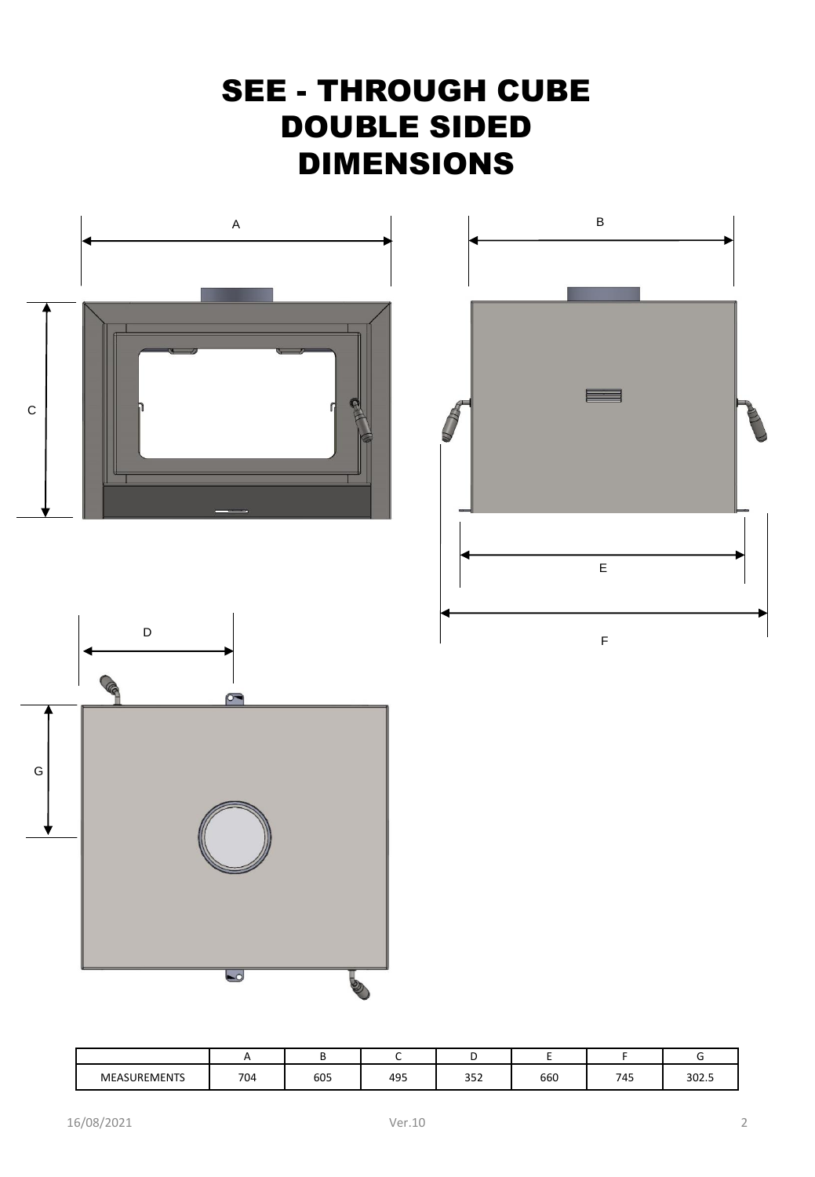# SEE - THROUGH CUBE DOUBLE SIDED DIMENSIONS

| | A | B | C | D | E | F | G |
|---|---|---|---|---|---|---|---|
| MEASUREMENTS | 704 | 605 | 495 | 352 | 660 | 745 | 302.5 |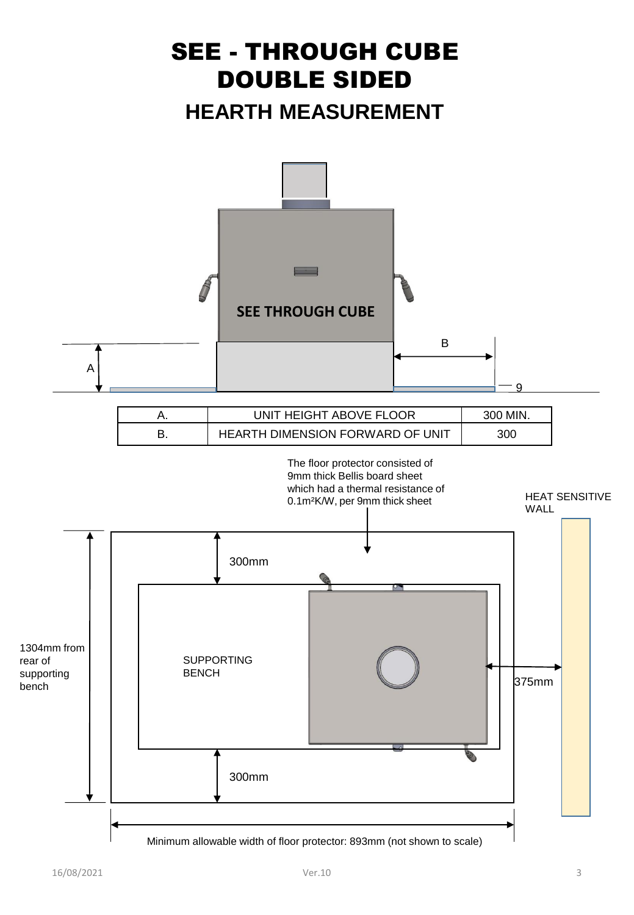# SEE - THROUGH CUBE DOUBLE SIDED

## HEARTH MEASUREMENT

SEE THROUGH CUBE

B

A

9

| A. | UNIT HEIGHT ABOVE FLOOR | 300 MIN. |
|---|---|---|
| B. | HEARTH DIMENSION FORWARD OF UNIT | 300 |

The floor protector consisted of 9mm thick Bellis board sheet which had a thermal resistance of $0.1m^2K/W$, per 9mm thick sheet

HEAT SENSITIVE WALL

300mm

1304mm from rear of supporting bench

SUPPORTING BENCH

375mm

300mm

Minimum allowable width of floor protector: 893mm (not shown to scale)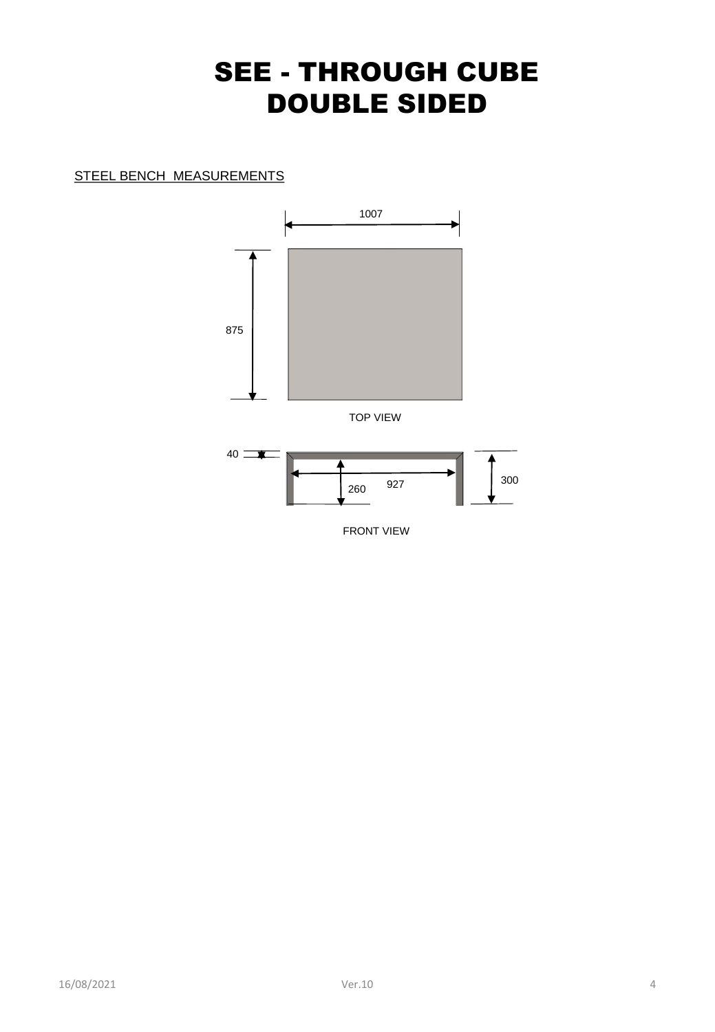# SEE - THROUGH CUBE
# DOUBLE SIDED

STEEL BENCH MEASUREMENTS

1007

875

TOP VIEW

40

927

260

300

FRONT VIEW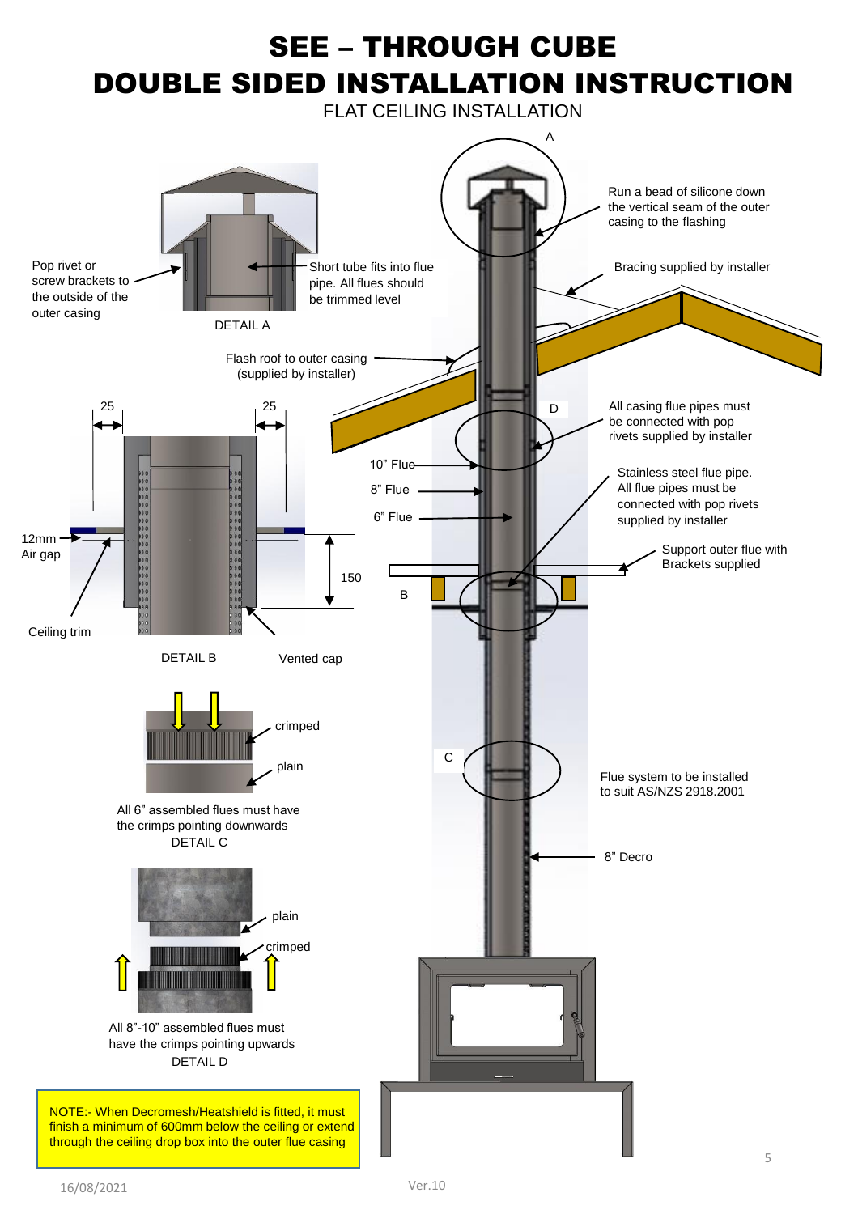# SEE – THROUGH CUBE

# DOUBLE SIDED INSTALLATION INSTRUCTION

## FLAT CEILING INSTALLATION

A

Pop rivet or screw brackets to the outside of the outer casing

Short tube fits into flue pipe. All flues should be trimmed level

DETAIL A

Run a bead of silicone down the vertical seam of the outer casing to the flashing

Bracing supplied by installer

Flash roof to outer casing (supplied by installer)

25

25

D

All casing flue pipes must be connected with pop rivets supplied by installer

10" Flue

8" Flue

6" Flue

Stainless steel flue pipe. All flue pipes must be connected with pop rivets supplied by installer

12mm Air gap

150

Support outer flue with Brackets supplied

B

Ceiling trim

DETAIL B

Vented cap

crimped

plain

All 6" assembled flues must have the crimps pointing downwards

DETAIL C

C

Flue system to be installed to suit AS/NZS 2918.2001

8" Decro

plain

crimped

All 8"-10" assembled flues must have the crimps pointing upwards

DETAIL D

NOTE:- When Decromesh/Heatshield is fitted, it must finish a minimum of 600mm below the ceiling or extend through the ceiling drop box into the outer flue casing

16/08/2021

Ver.10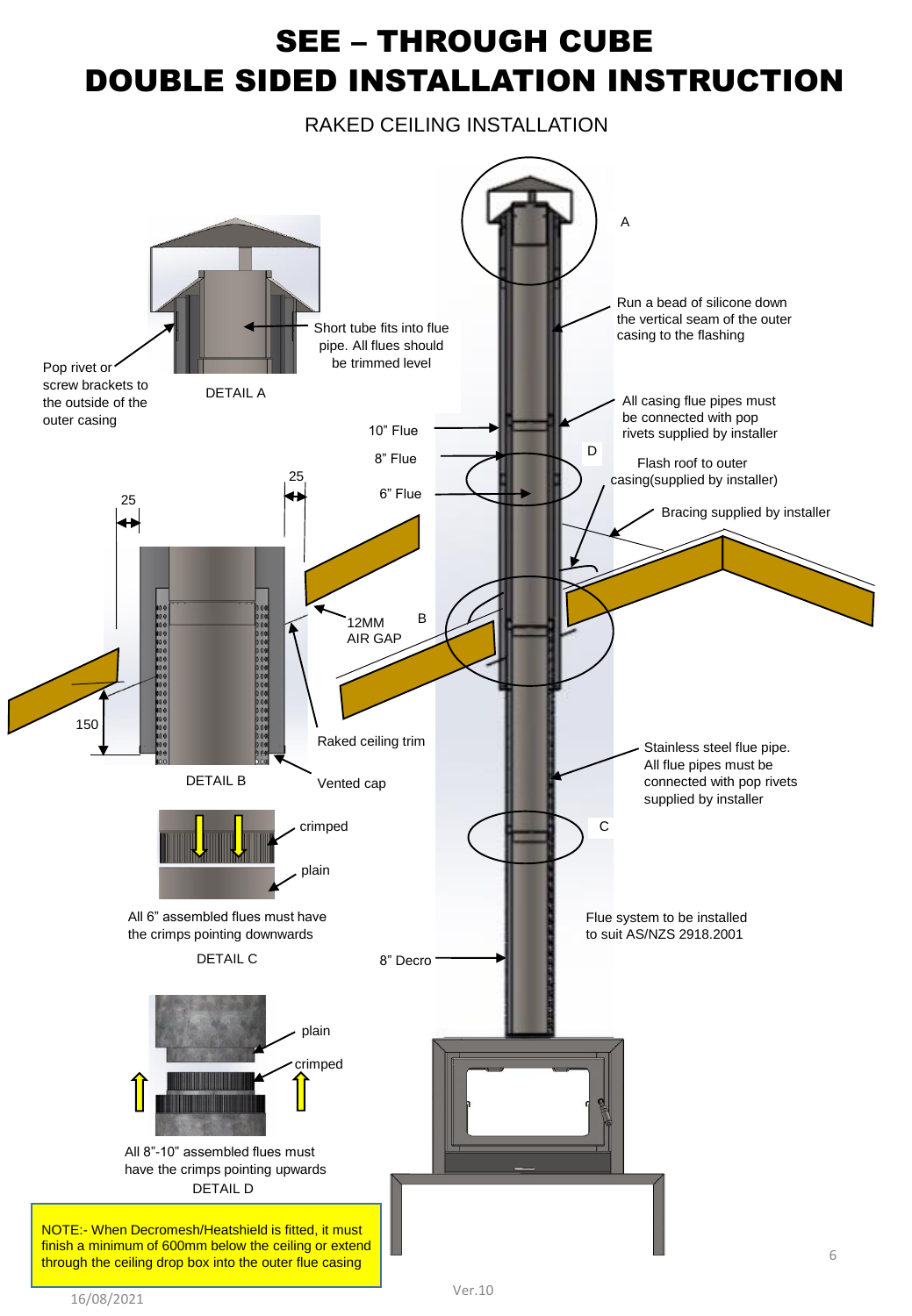# SEE – THROUGH CUBE
# DOUBLE SIDED INSTALLATION INSTRUCTION

RAKED CEILING INSTALLATION

A

Run a bead of silicone down the vertical seam of the outer casing to the flashing

Short tube fits into flue pipe. All flues should be trimmed level

Pop rivet or screw brackets to the outside of the outer casing

DETAIL A

All casing flue pipes must be connected with pop rivets supplied by installer

10" Flue

8" Flue

D

Flash roof to outer casing(supplied by installer)

6" Flue

Bracing supplied by installer

25

25

12MM AIR GAP

B

150

Raked ceiling trim

DETAIL B

Vented cap

Stainless steel flue pipe. All flue pipes must be connected with pop rivets supplied by installer

crimped

plain

C

All 6" assembled flues must have the crimps pointing downwards

DETAIL C

Flue system to be installed to suit AS/NZS 2918.2001

8" Decro

plain

crimped

All 8"-10" assembled flues must have the crimps pointing upwards

DETAIL D

NOTE:- When Decromesh/Heatshield is fitted, it must finish a minimum of 600mm below the ceiling or extend through the ceiling drop box into the outer flue casing

16/08/2021

Ver.10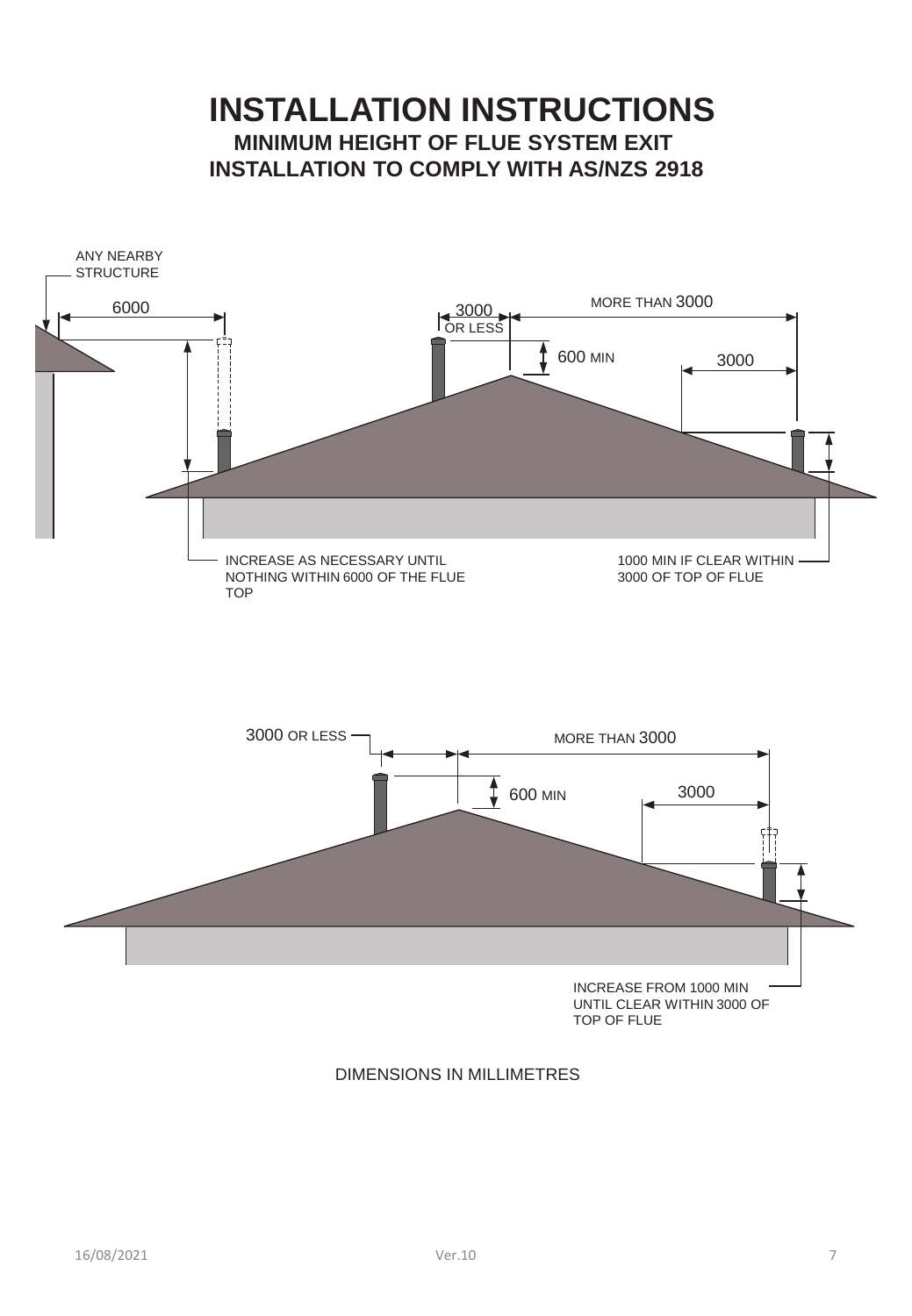# INSTALLATION INSTRUCTIONS

## MINIMUM HEIGHT OF FLUE SYSTEM EXIT

## INSTALLATION TO COMPLY WITH AS/NZS 2918

ANY NEARBY STRUCTURE

6000

3000 OR LESS

MORE THAN 3000

600 MIN

3000

INCREASE AS NECESSARY UNTIL NOTHING WITHIN 6000 OF THE FLUE TOP

1000 MIN IF CLEAR WITHIN 3000 OF TOP OF FLUE

3000 OR LESS

MORE THAN 3000

600 MIN

3000

INCREASE FROM 1000 MIN UNTIL CLEAR WITHIN 3000 OF TOP OF FLUE

DIMENSIONS IN MILLIMETRES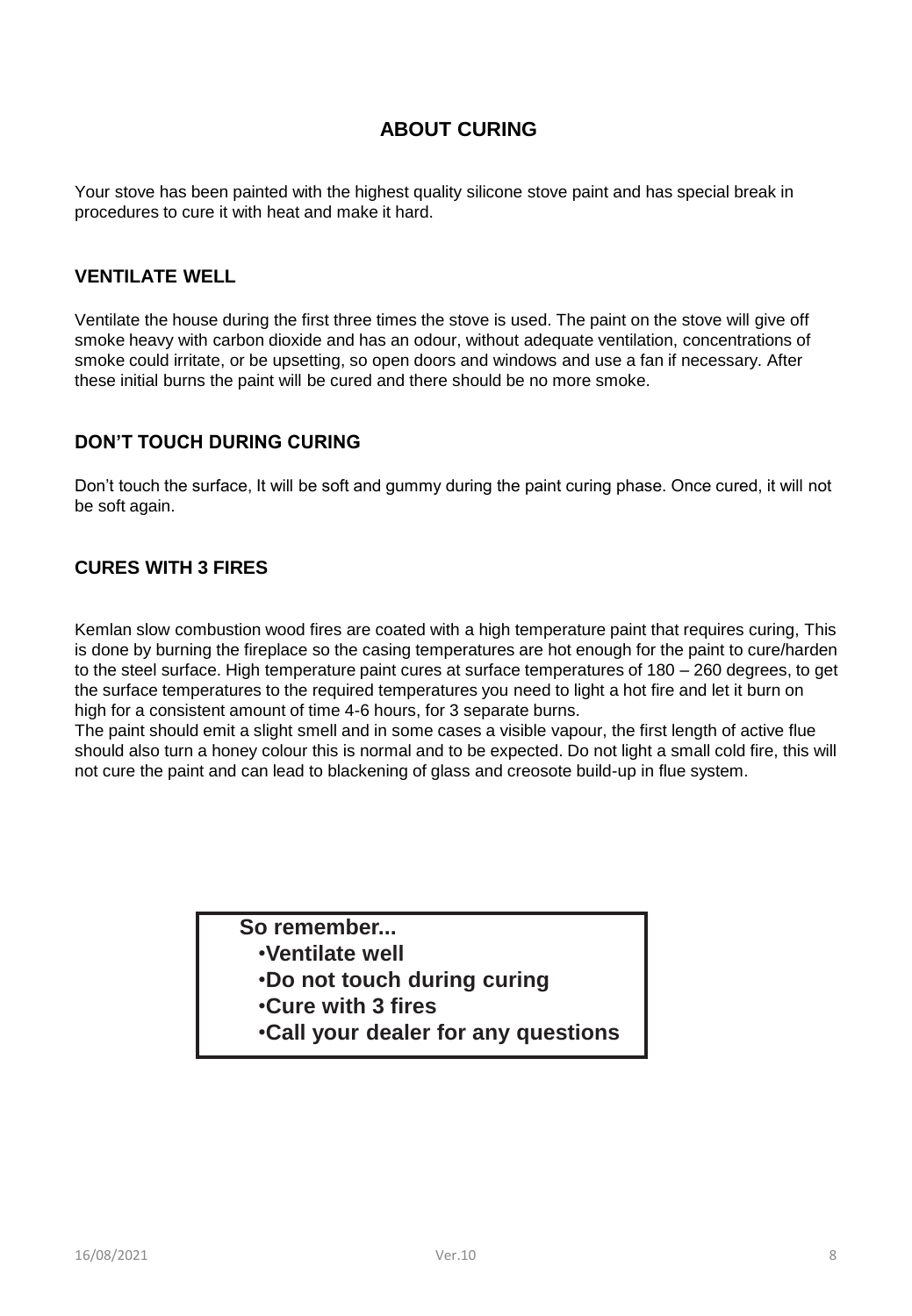## ABOUT CURING

Your stove has been painted with the highest quality silicone stove paint and has special break in procedures to cure it with heat and make it hard.

### VENTILATE WELL

Ventilate the house during the first three times the stove is used. The paint on the stove will give off smoke heavy with carbon dioxide and has an odour, without adequate ventilation, concentrations of smoke could irritate, or be upsetting, so open doors and windows and use a fan if necessary. After these initial burns the paint will be cured and there should be no more smoke.

### DON'T TOUCH DURING CURING

Don't touch the surface, It will be soft and gummy during the paint curing phase. Once cured, it will not be soft again.

### CURES WITH 3 FIRES

Kemlan slow combustion wood fires are coated with a high temperature paint that requires curing, This is done by burning the fireplace so the casing temperatures are hot enough for the paint to cure/harden to the steel surface. High temperature paint cures at surface temperatures of 180 – 260 degrees, to get the surface temperatures to the required temperatures you need to light a hot fire and let it burn on high for a consistent amount of time 4-6 hours, for 3 separate burns.
The paint should emit a slight smell and in some cases a visible vapour, the first length of active flue should also turn a honey colour this is normal and to be expected. Do not light a small cold fire, this will not cure the paint and can lead to blackening of glass and creosote build-up in flue system.

**So remember...**

- **Ventilate well**
- **Do not touch during curing**
- **Cure with 3 fires**
- **Call your dealer for any questions**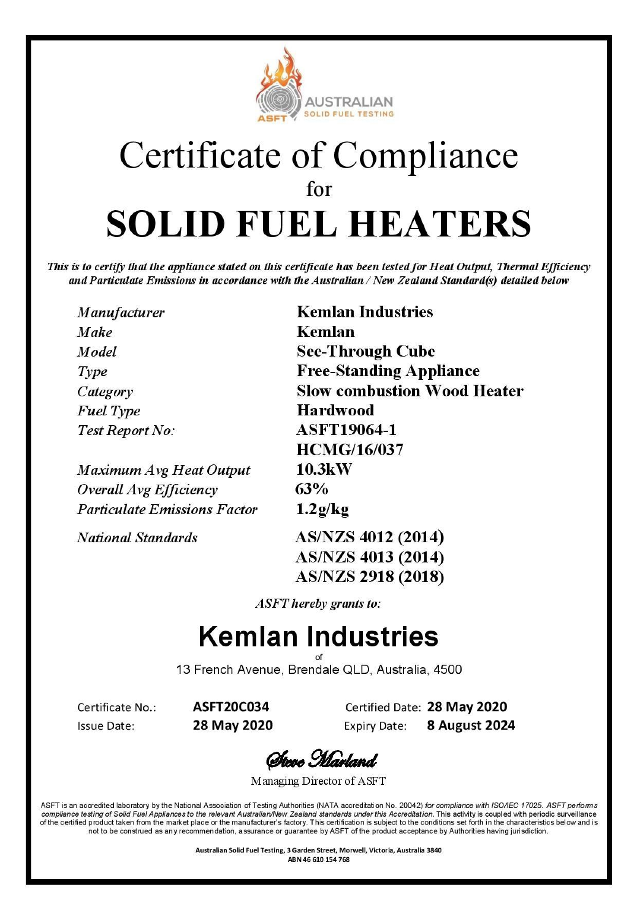AUSTRALIAN SOLID FUEL TESTING

ASFT

# Certificate of Compliance

for

# SOLID FUEL HEATERS

***This is to certify that the appliance stated on this certificate has been tested for Heat Output, Thermal Efficiency and Particulate Emissions in accordance with the Australian / New Zealand Standard(s) detailed below***

| | |
|---|---|
| *Manufacturer* | **Kemlan Industries** |
| *Make* | **Kemlan** |
| *Model* | **See-Through Cube** |
| *Type* | **Free-Standing Appliance** |
| *Category* | **Slow combustion Wood Heater** |
| *Fuel Type* | **Hardwood** |
| *Test Report No:* | **ASFT19064-1** |
| | **HCMG/16/037** |
| *Maximum Avg Heat Output* | **10.3kW** |
| *Overall Avg Efficiency* | **63%** |
| *Particulate Emissions Factor* | **1.2g/kg** |
| *National Standards* | **AS/NZS 4012 (2014)** |
| | **AS/NZS 4013 (2014)** |
| | **AS/NZS 2918 (2018)** |

*ASFT hereby grants to:*

## Kemlan Industries

of

13 French Avenue, Brendale QLD, Australia, 4500

| | | | |
|---|---|---|---|
| Certificate No.: | **ASFT20C034** | Certified Date: | **28 May 2020** |
| Issue Date: | **28 May 2020** | Expiry Date: | **8 August 2024** |

*Steve Marland*

Managing Director of ASFT

ASFT is an accredited laboratory by the National Association of Testing Authorities (NATA accreditation No. 20042) *for compliance with ISO/IEC 17025. ASFT performs compliance testing of Solid Fuel Appliances to the relevant Australian/New Zealand standards under this Accreditation.* This activity is coupled with periodic surveillance of the certified product taken from the market place or the manufacturer's factory. This certification is subject to the conditions set forth in the characteristics below and is not to be construed as any recommendation, assurance or guarantee by ASFT of the product acceptance by Authorities having jurisdiction.

**Australian Solid Fuel Testing, 3 Garden Street, Morwell, Victoria, Australia 3840**
**ABN 46 610 154 768**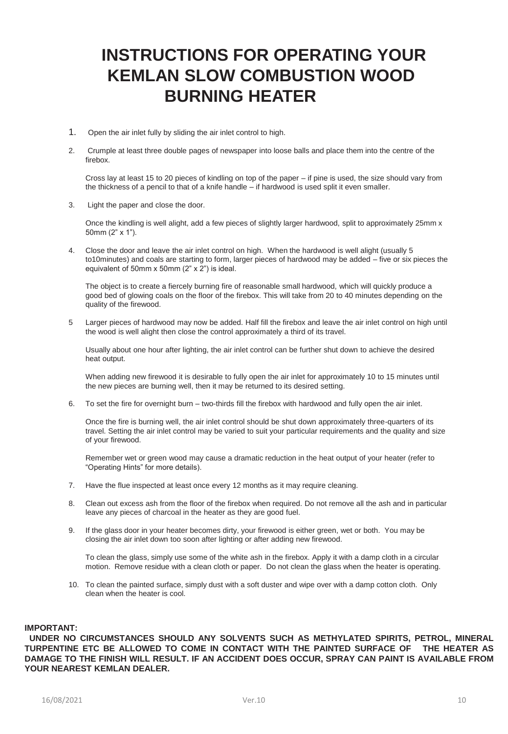# INSTRUCTIONS FOR OPERATING YOUR KEMLAN SLOW COMBUSTION WOOD BURNING HEATER

1. Open the air inlet fully by sliding the air inlet control to high.

2. Crumple at least three double pages of newspaper into loose balls and place them into the centre of the firebox.

   Cross lay at least 15 to 20 pieces of kindling on top of the paper – if pine is used, the size should vary from the thickness of a pencil to that of a knife handle – if hardwood is used split it even smaller.

3. Light the paper and close the door.

   Once the kindling is well alight, add a few pieces of slightly larger hardwood, split to approximately 25mm x 50mm (2" x 1").

4. Close the door and leave the air inlet control on high. When the hardwood is well alight (usually 5 to10minutes) and coals are starting to form, larger pieces of hardwood may be added – five or six pieces the equivalent of 50mm x 50mm (2" x 2") is ideal.

   The object is to create a fiercely burning fire of reasonable small hardwood, which will quickly produce a good bed of glowing coals on the floor of the firebox. This will take from 20 to 40 minutes depending on the quality of the firewood.

5. Larger pieces of hardwood may now be added. Half fill the firebox and leave the air inlet control on high until the wood is well alight then close the control approximately a third of its travel.

   Usually about one hour after lighting, the air inlet control can be further shut down to achieve the desired heat output.

   When adding new firewood it is desirable to fully open the air inlet for approximately 10 to 15 minutes until the new pieces are burning well, then it may be returned to its desired setting.

6. To set the fire for overnight burn – two-thirds fill the firebox with hardwood and fully open the air inlet.

   Once the fire is burning well, the air inlet control should be shut down approximately three-quarters of its travel. Setting the air inlet control may be varied to suit your particular requirements and the quality and size of your firewood.

   Remember wet or green wood may cause a dramatic reduction in the heat output of your heater (refer to "Operating Hints" for more details).

7. Have the flue inspected at least once every 12 months as it may require cleaning.

8. Clean out excess ash from the floor of the firebox when required. Do not remove all the ash and in particular leave any pieces of charcoal in the heater as they are good fuel.

9. If the glass door in your heater becomes dirty, your firewood is either green, wet or both. You may be closing the air inlet down too soon after lighting or after adding new firewood.

   To clean the glass, simply use some of the white ash in the firebox. Apply it with a damp cloth in a circular motion. Remove residue with a clean cloth or paper. Do not clean the glass when the heater is operating.

10. To clean the painted surface, simply dust with a soft duster and wipe over with a damp cotton cloth. Only clean when the heater is cool.

**IMPORTANT:**

**UNDER NO CIRCUMSTANCES SHOULD ANY SOLVENTS SUCH AS METHYLATED SPIRITS, PETROL, MINERAL TURPENTINE ETC BE ALLOWED TO COME IN CONTACT WITH THE PAINTED SURFACE OF THE HEATER AS DAMAGE TO THE FINISH WILL RESULT. IF AN ACCIDENT DOES OCCUR, SPRAY CAN PAINT IS AVAILABLE FROM YOUR NEAREST KEMLAN DEALER.**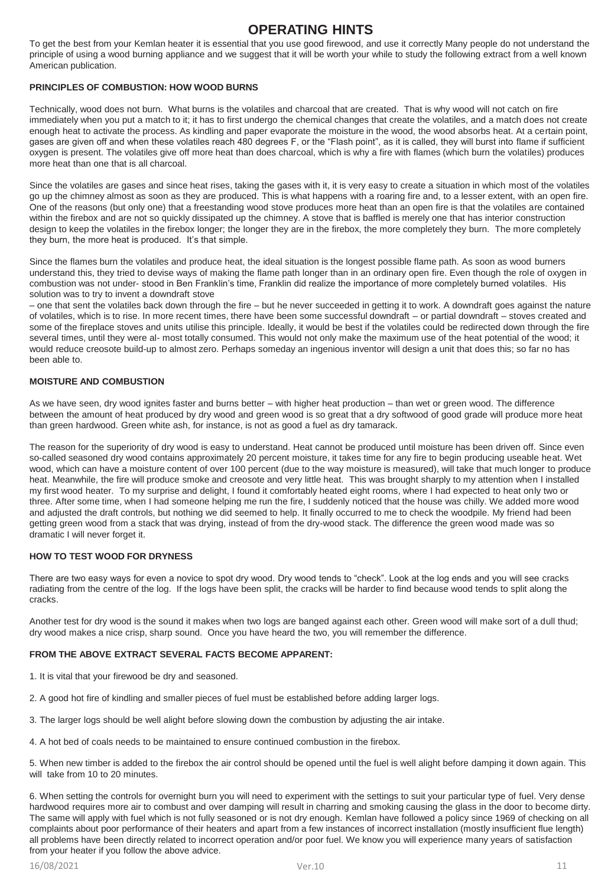# OPERATING HINTS

To get the best from your Kemlan heater it is essential that you use good firewood, and use it correctly Many people do not understand the principle of using a wood burning appliance and we suggest that it will be worth your while to study the following extract from a well known American publication.

### PRINCIPLES OF COMBUSTION: HOW WOOD BURNS

Technically, wood does not burn. What burns is the volatiles and charcoal that are created. That is why wood will not catch on fire immediately when you put a match to it; it has to first undergo the chemical changes that create the volatiles, and a match does not create enough heat to activate the process. As kindling and paper evaporate the moisture in the wood, the wood absorbs heat. At a certain point, gases are given off and when these volatiles reach 480 degrees F, or the "Flash point", as it is called, they will burst into flame if sufficient oxygen is present. The volatiles give off more heat than does charcoal, which is why a fire with flames (which burn the volatiles) produces more heat than one that is all charcoal.

Since the volatiles are gases and since heat rises, taking the gases with it, it is very easy to create a situation in which most of the volatiles go up the chimney almost as soon as they are produced. This is what happens with a roaring fire and, to a lesser extent, with an open fire. One of the reasons (but only one) that a freestanding wood stove produces more heat than an open fire is that the volatiles are contained within the firebox and are not so quickly dissipated up the chimney. A stove that is baffled is merely one that has interior construction design to keep the volatiles in the firebox longer; the longer they are in the firebox, the more completely they burn. The more completely they burn, the more heat is produced. It's that simple.

Since the flames burn the volatiles and produce heat, the ideal situation is the longest possible flame path. As soon as wood burners understand this, they tried to devise ways of making the flame path longer than in an ordinary open fire. Even though the role of oxygen in combustion was not under- stood in Ben Franklin's time, Franklin did realize the importance of more completely burned volatiles. His solution was to try to invent a downdraft stove

– one that sent the volatiles back down through the fire – but he never succeeded in getting it to work. A downdraft goes against the nature of volatiles, which is to rise. In more recent times, there have been some successful downdraft – or partial downdraft – stoves created and some of the fireplace stoves and units utilise this principle. Ideally, it would be best if the volatiles could be redirected down through the fire several times, until they were al- most totally consumed. This would not only make the maximum use of the heat potential of the wood; it would reduce creosote build-up to almost zero. Perhaps someday an ingenious inventor will design a unit that does this; so far no has been able to.

### MOISTURE AND COMBUSTION

As we have seen, dry wood ignites faster and burns better – with higher heat production – than wet or green wood. The difference between the amount of heat produced by dry wood and green wood is so great that a dry softwood of good grade will produce more heat than green hardwood. Green white ash, for instance, is not as good a fuel as dry tamarack.

The reason for the superiority of dry wood is easy to understand. Heat cannot be produced until moisture has been driven off. Since even so-called seasoned dry wood contains approximately 20 percent moisture, it takes time for any fire to begin producing useable heat. Wet wood, which can have a moisture content of over 100 percent (due to the way moisture is measured), will take that much longer to produce heat. Meanwhile, the fire will produce smoke and creosote and very little heat. This was brought sharply to my attention when I installed my first wood heater. To my surprise and delight, I found it comfortably heated eight rooms, where I had expected to heat only two or three. After some time, when I had someone helping me run the fire, I suddenly noticed that the house was chilly. We added more wood and adjusted the draft controls, but nothing we did seemed to help. It finally occurred to me to check the woodpile. My friend had been getting green wood from a stack that was drying, instead of from the dry-wood stack. The difference the green wood made was so dramatic I will never forget it.

### HOW TO TEST WOOD FOR DRYNESS

There are two easy ways for even a novice to spot dry wood. Dry wood tends to "check". Look at the log ends and you will see cracks radiating from the centre of the log. If the logs have been split, the cracks will be harder to find because wood tends to split along the cracks.

Another test for dry wood is the sound it makes when two logs are banged against each other. Green wood will make sort of a dull thud; dry wood makes a nice crisp, sharp sound. Once you have heard the two, you will remember the difference.

### FROM THE ABOVE EXTRACT SEVERAL FACTS BECOME APPARENT:

1. It is vital that your firewood be dry and seasoned.

2. A good hot fire of kindling and smaller pieces of fuel must be established before adding larger logs.

3. The larger logs should be well alight before slowing down the combustion by adjusting the air intake.

4. A hot bed of coals needs to be maintained to ensure continued combustion in the firebox.

5. When new timber is added to the firebox the air control should be opened until the fuel is well alight before damping it down again. This will take from 10 to 20 minutes.

6. When setting the controls for overnight burn you will need to experiment with the settings to suit your particular type of fuel. Very dense hardwood requires more air to combust and over damping will result in charring and smoking causing the glass in the door to become dirty. The same will apply with fuel which is not fully seasoned or is not dry enough. Kemlan have followed a policy since 1969 of checking on all complaints about poor performance of their heaters and apart from a few instances of incorrect installation (mostly insufficient flue length) all problems have been directly related to incorrect operation and/or poor fuel. We know you will experience many years of satisfaction from your heater if you follow the above advice.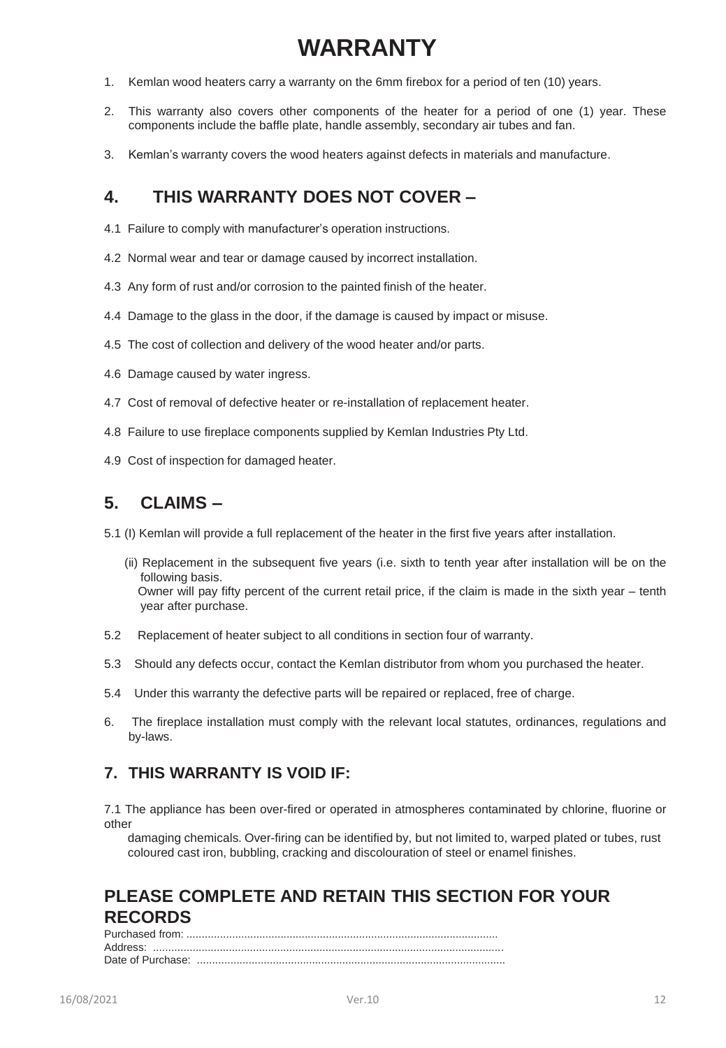# WARRANTY

1. Kemlan wood heaters carry a warranty on the 6mm firebox for a period of ten (10) years.
2. This warranty also covers other components of the heater for a period of one (1) year. These components include the baffle plate, handle assembly, secondary air tubes and fan.
3. Kemlan's warranty covers the wood heaters against defects in materials and manufacture.

## 4. THIS WARRANTY DOES NOT COVER –

4.1 Failure to comply with manufacturer's operation instructions.

4.2 Normal wear and tear or damage caused by incorrect installation.

4.3 Any form of rust and/or corrosion to the painted finish of the heater.

4.4 Damage to the glass in the door, if the damage is caused by impact or misuse.

4.5 The cost of collection and delivery of the wood heater and/or parts.

4.6 Damage caused by water ingress.

4.7 Cost of removal of defective heater or re-installation of replacement heater.

4.8 Failure to use fireplace components supplied by Kemlan Industries Pty Ltd.

4.9 Cost of inspection for damaged heater.

## 5. CLAIMS –

5.1 (I) Kemlan will provide a full replacement of the heater in the first five years after installation.

(ii) Replacement in the subsequent five years (i.e. sixth to tenth year after installation will be on the following basis.
Owner will pay fifty percent of the current retail price, if the claim is made in the sixth year – tenth year after purchase.

5.2 Replacement of heater subject to all conditions in section four of warranty.

5.3 Should any defects occur, contact the Kemlan distributor from whom you purchased the heater.

5.4 Under this warranty the defective parts will be repaired or replaced, free of charge.

6. The fireplace installation must comply with the relevant local statutes, ordinances, regulations and by-laws.

## 7. THIS WARRANTY IS VOID IF:

7.1 The appliance has been over-fired or operated in atmospheres contaminated by chlorine, fluorine or other damaging chemicals. Over-firing can be identified by, but not limited to, warped plated or tubes, rust coloured cast iron, bubbling, cracking and discolouration of steel or enamel finishes.

## PLEASE COMPLETE AND RETAIN THIS SECTION FOR YOUR RECORDS

Purchased from: .......................................................................................................

Address: ...................................................................................................................

Date of Purchase: .....................................................................................................